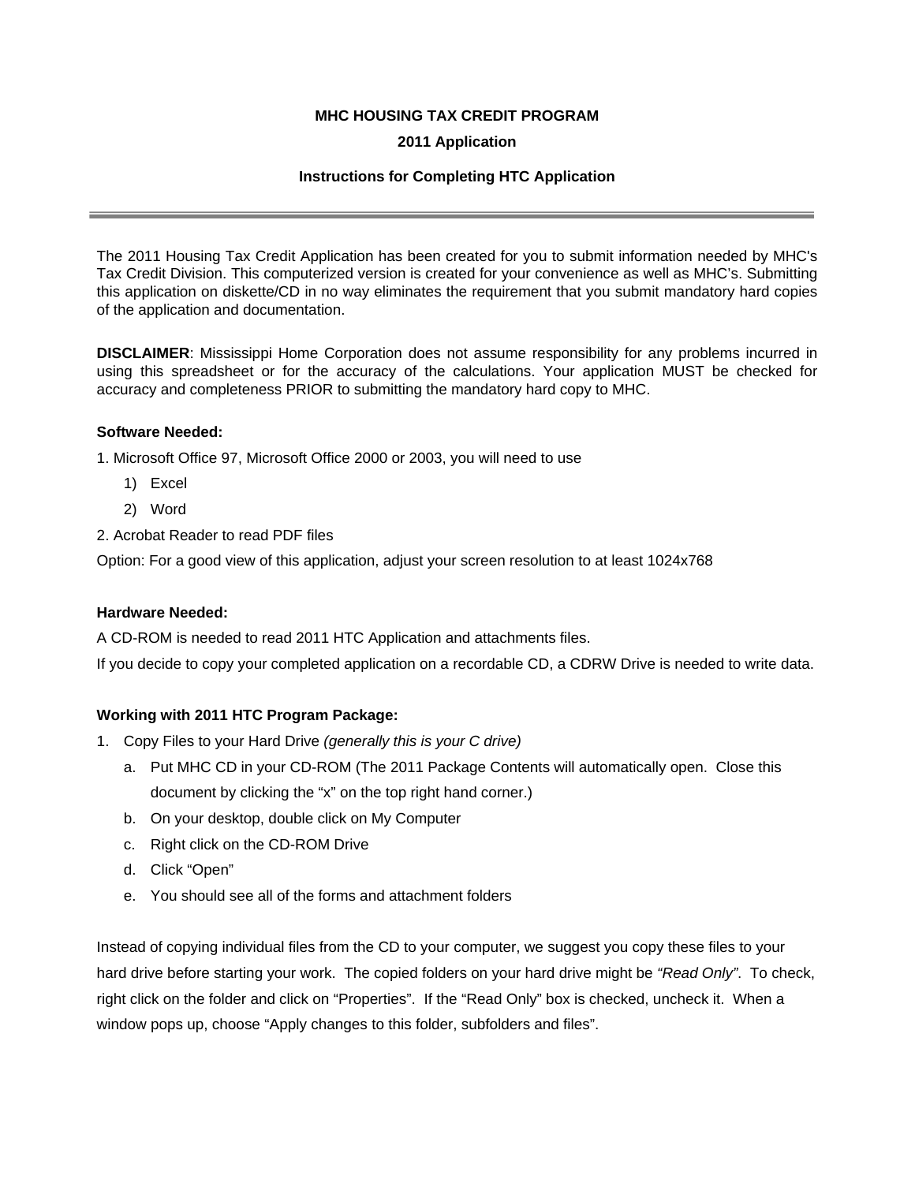# MHC HOUSING TAX CREDIT PROGRAM

## 2011 Application

### Instructions for Completing HTC Application

---

The 2011 Housing Tax Credit Application has been created for you to submit information needed by MHC's Tax Credit Division. This computerized version is created for your convenience as well as MHC's. Submitting this application on diskette/CD in no way eliminates the requirement that you submit mandatory hard copies of the application and documentation.

**DISCLAIMER**: Mississippi Home Corporation does not assume responsibility for any problems incurred in using this spreadsheet or for the accuracy of the calculations. Your application MUST be checked for accuracy and completeness PRIOR to submitting the mandatory hard copy to MHC.

**Software Needed:**

1. Microsoft Office 97, Microsoft Office 2000 or 2003, you will need to use
   1) Excel
   2) Word
2. Acrobat Reader to read PDF files

Option: For a good view of this application, adjust your screen resolution to at least 1024x768

**Hardware Needed:**

A CD-ROM is needed to read 2011 HTC Application and attachments files.

If you decide to copy your completed application on a recordable CD, a CDRW Drive is needed to write data.

**Working with 2011 HTC Program Package:**

1. Copy Files to your Hard Drive *(generally this is your C drive)*
   a. Put MHC CD in your CD-ROM (The 2011 Package Contents will automatically open. Close this document by clicking the "x" on the top right hand corner.)
   b. On your desktop, double click on My Computer
   c. Right click on the CD-ROM Drive
   d. Click "Open"
   e. You should see all of the forms and attachment folders

Instead of copying individual files from the CD to your computer, we suggest you copy these files to your hard drive before starting your work. The copied folders on your hard drive might be *"Read Only"*. To check, right click on the folder and click on "Properties". If the "Read Only" box is checked, uncheck it. When a window pops up, choose "Apply changes to this folder, subfolders and files".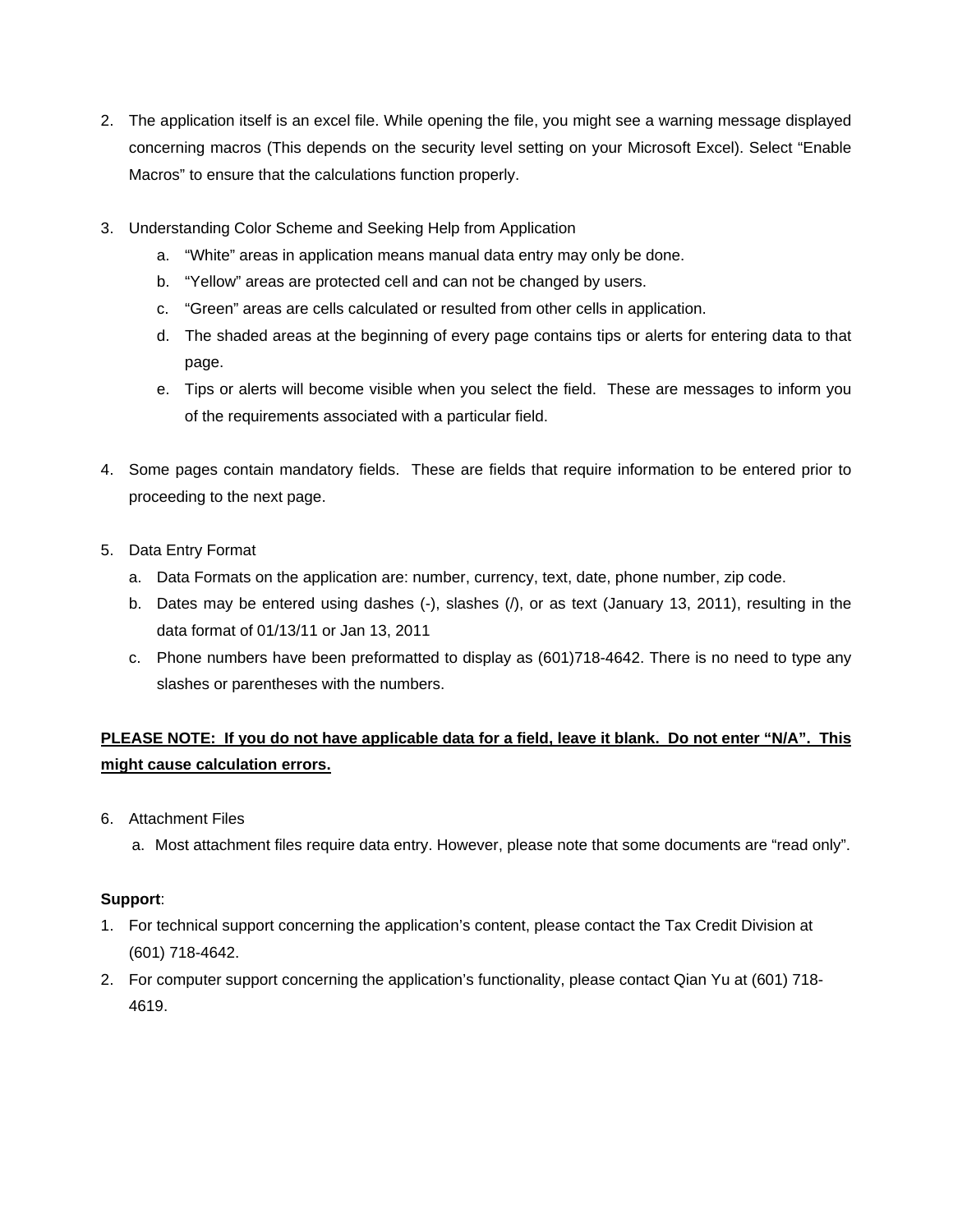2. The application itself is an excel file. While opening the file, you might see a warning message displayed concerning macros (This depends on the security level setting on your Microsoft Excel). Select “Enable Macros” to ensure that the calculations function properly.

3. Understanding Color Scheme and Seeking Help from Application
   a. “White” areas in application means manual data entry may only be done.
   b. “Yellow” areas are protected cell and can not be changed by users.
   c. “Green” areas are cells calculated or resulted from other cells in application.
   d. The shaded areas at the beginning of every page contains tips or alerts for entering data to that page.
   e. Tips or alerts will become visible when you select the field. These are messages to inform you of the requirements associated with a particular field.

4. Some pages contain mandatory fields. These are fields that require information to be entered prior to proceeding to the next page.

5. Data Entry Format
   a. Data Formats on the application are: number, currency, text, date, phone number, zip code.
   b. Dates may be entered using dashes (-), slashes (/), or as text (January 13, 2011), resulting in the data format of 01/13/11 or Jan 13, 2011
   c. Phone numbers have been preformatted to display as (601)718-4642. There is no need to type any slashes or parentheses with the numbers.

**PLEASE NOTE: If you do not have applicable data for a field, leave it blank. Do not enter “N/A”. This might cause calculation errors.**

6. Attachment Files
   a. Most attachment files require data entry. However, please note that some documents are “read only”.

**Support**:

1. For technical support concerning the application’s content, please contact the Tax Credit Division at (601) 718-4642.
2. For computer support concerning the application’s functionality, please contact Qian Yu at (601) 718-4619.